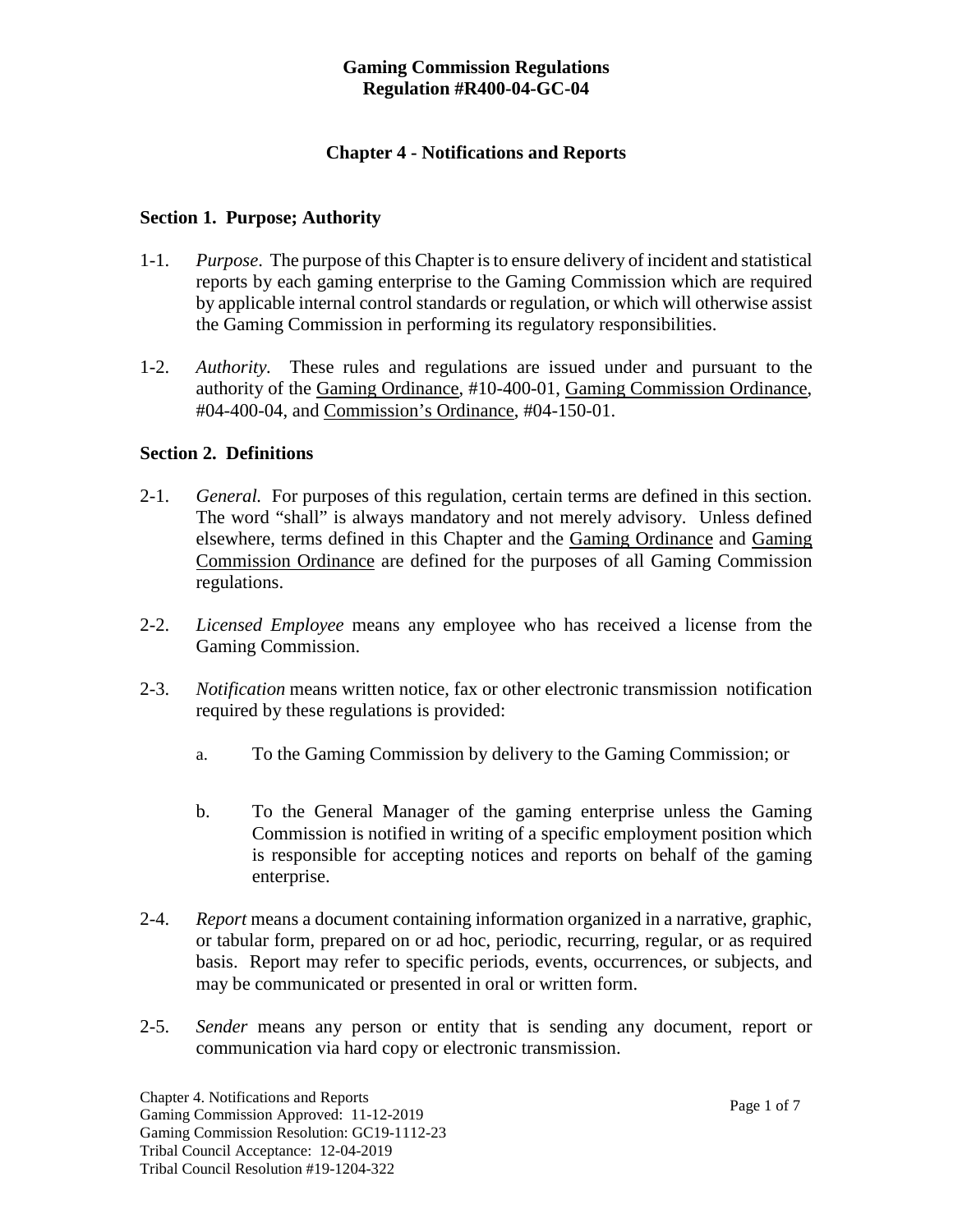# Gaming Commission Regulations
# Regulation #R400-04-GC-04

## Chapter 4 - Notifications and Reports

### Section 1. Purpose; Authority

1-1. *Purpose*. The purpose of this Chapter is to ensure delivery of incident and statistical reports by each gaming enterprise to the Gaming Commission which are required by applicable internal control standards or regulation, or which will otherwise assist the Gaming Commission in performing its regulatory responsibilities.

1-2. *Authority.* These rules and regulations are issued under and pursuant to the authority of the Gaming Ordinance, #10-400-01, Gaming Commission Ordinance, #04-400-04, and Commission's Ordinance, #04-150-01.

### Section 2. Definitions

2-1. *General.* For purposes of this regulation, certain terms are defined in this section. The word "shall" is always mandatory and not merely advisory. Unless defined elsewhere, terms defined in this Chapter and the Gaming Ordinance and Gaming Commission Ordinance are defined for the purposes of all Gaming Commission regulations.

2-2. *Licensed Employee* means any employee who has received a license from the Gaming Commission.

2-3. *Notification* means written notice, fax or other electronic transmission notification required by these regulations is provided:

   a. To the Gaming Commission by delivery to the Gaming Commission; or

   b. To the General Manager of the gaming enterprise unless the Gaming Commission is notified in writing of a specific employment position which is responsible for accepting notices and reports on behalf of the gaming enterprise.

2-4. *Report* means a document containing information organized in a narrative, graphic, or tabular form, prepared on or ad hoc, periodic, recurring, regular, or as required basis. Report may refer to specific periods, events, occurrences, or subjects, and may be communicated or presented in oral or written form.

2-5. *Sender* means any person or entity that is sending any document, report or communication via hard copy or electronic transmission.

Chapter 4. Notifications and Reports
Gaming Commission Approved: 11-12-2019
Gaming Commission Resolution: GC19-1112-23
Tribal Council Acceptance: 12-04-2019
Tribal Council Resolution #19-1204-322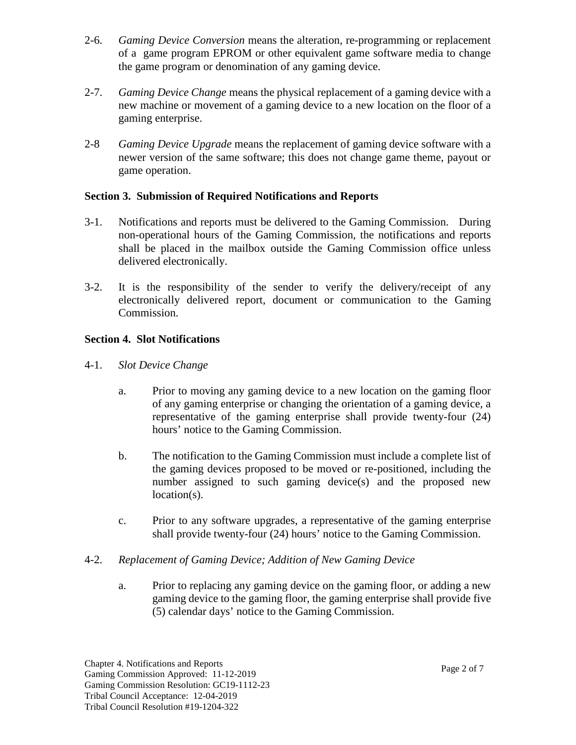2-6. *Gaming Device Conversion* means the alteration, re-programming or replacement of a game program EPROM or other equivalent game software media to change the game program or denomination of any gaming device.

2-7. *Gaming Device Change* means the physical replacement of a gaming device with a new machine or movement of a gaming device to a new location on the floor of a gaming enterprise.

2-8 *Gaming Device Upgrade* means the replacement of gaming device software with a newer version of the same software; this does not change game theme, payout or game operation.

### Section 3. Submission of Required Notifications and Reports

3-1. Notifications and reports must be delivered to the Gaming Commission. During non-operational hours of the Gaming Commission, the notifications and reports shall be placed in the mailbox outside the Gaming Commission office unless delivered electronically.

3-2. It is the responsibility of the sender to verify the delivery/receipt of any electronically delivered report, document or communication to the Gaming Commission.

### Section 4. Slot Notifications

4-1. *Slot Device Change*

a. Prior to moving any gaming device to a new location on the gaming floor of any gaming enterprise or changing the orientation of a gaming device, a representative of the gaming enterprise shall provide twenty-four (24) hours' notice to the Gaming Commission.

b. The notification to the Gaming Commission must include a complete list of the gaming devices proposed to be moved or re-positioned, including the number assigned to such gaming device(s) and the proposed new location(s).

c. Prior to any software upgrades, a representative of the gaming enterprise shall provide twenty-four (24) hours' notice to the Gaming Commission.

4-2. *Replacement of Gaming Device; Addition of New Gaming Device*

a. Prior to replacing any gaming device on the gaming floor, or adding a new gaming device to the gaming floor, the gaming enterprise shall provide five (5) calendar days' notice to the Gaming Commission.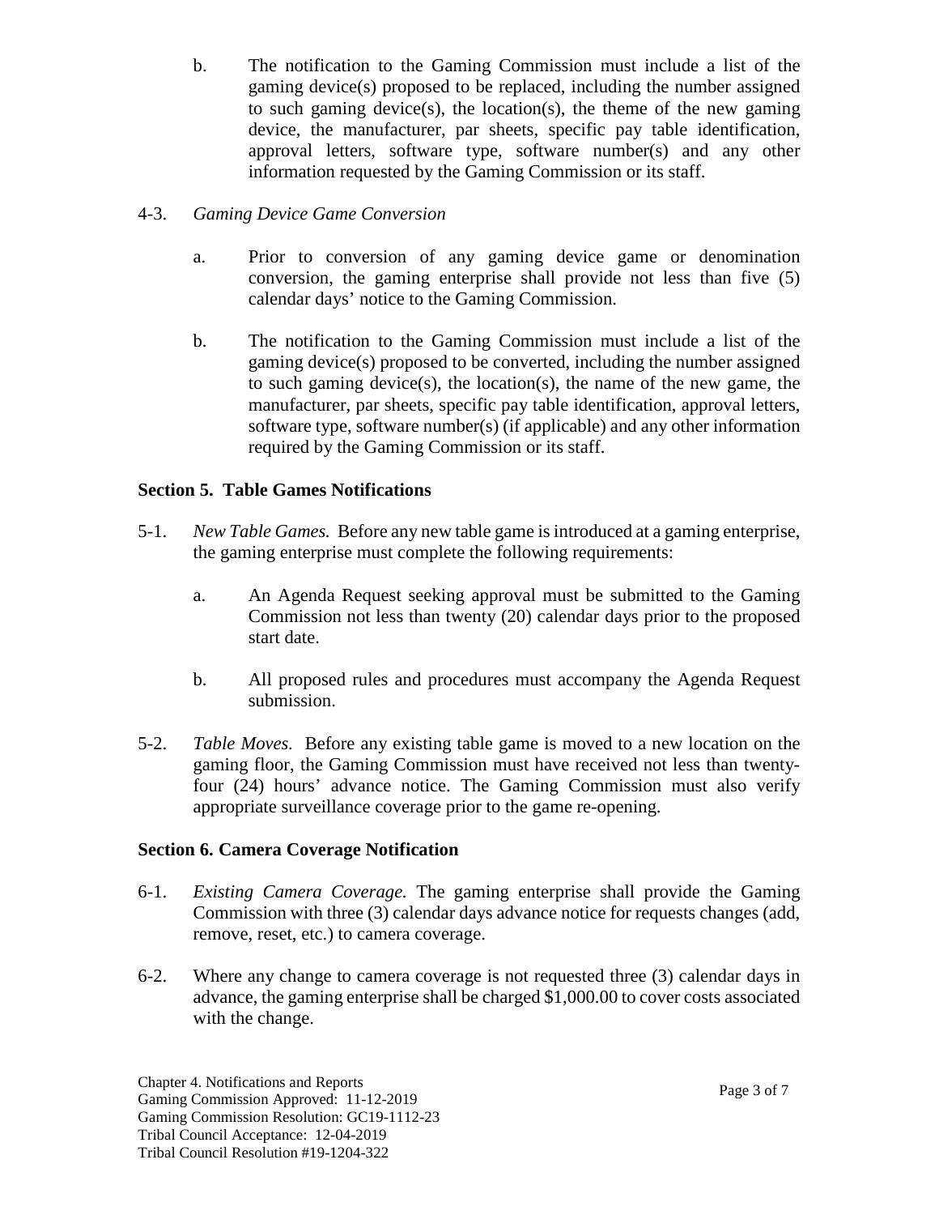b. The notification to the Gaming Commission must include a list of the gaming device(s) proposed to be replaced, including the number assigned to such gaming device(s), the location(s), the theme of the new gaming device, the manufacturer, par sheets, specific pay table identification, approval letters, software type, software number(s) and any other information requested by the Gaming Commission or its staff.

4-3. *Gaming Device Game Conversion*

a. Prior to conversion of any gaming device game or denomination conversion, the gaming enterprise shall provide not less than five (5) calendar days' notice to the Gaming Commission.

b. The notification to the Gaming Commission must include a list of the gaming device(s) proposed to be converted, including the number assigned to such gaming device(s), the location(s), the name of the new game, the manufacturer, par sheets, specific pay table identification, approval letters, software type, software number(s) (if applicable) and any other information required by the Gaming Commission or its staff.

**Section 5. Table Games Notifications**

5-1. *New Table Games.* Before any new table game is introduced at a gaming enterprise, the gaming enterprise must complete the following requirements:

a. An Agenda Request seeking approval must be submitted to the Gaming Commission not less than twenty (20) calendar days prior to the proposed start date.

b. All proposed rules and procedures must accompany the Agenda Request submission.

5-2. *Table Moves.* Before any existing table game is moved to a new location on the gaming floor, the Gaming Commission must have received not less than twenty-four (24) hours' advance notice. The Gaming Commission must also verify appropriate surveillance coverage prior to the game re-opening.

**Section 6. Camera Coverage Notification**

6-1. *Existing Camera Coverage.* The gaming enterprise shall provide the Gaming Commission with three (3) calendar days advance notice for requests changes (add, remove, reset, etc.) to camera coverage.

6-2. Where any change to camera coverage is not requested three (3) calendar days in advance, the gaming enterprise shall be charged $1,000.00 to cover costs associated with the change.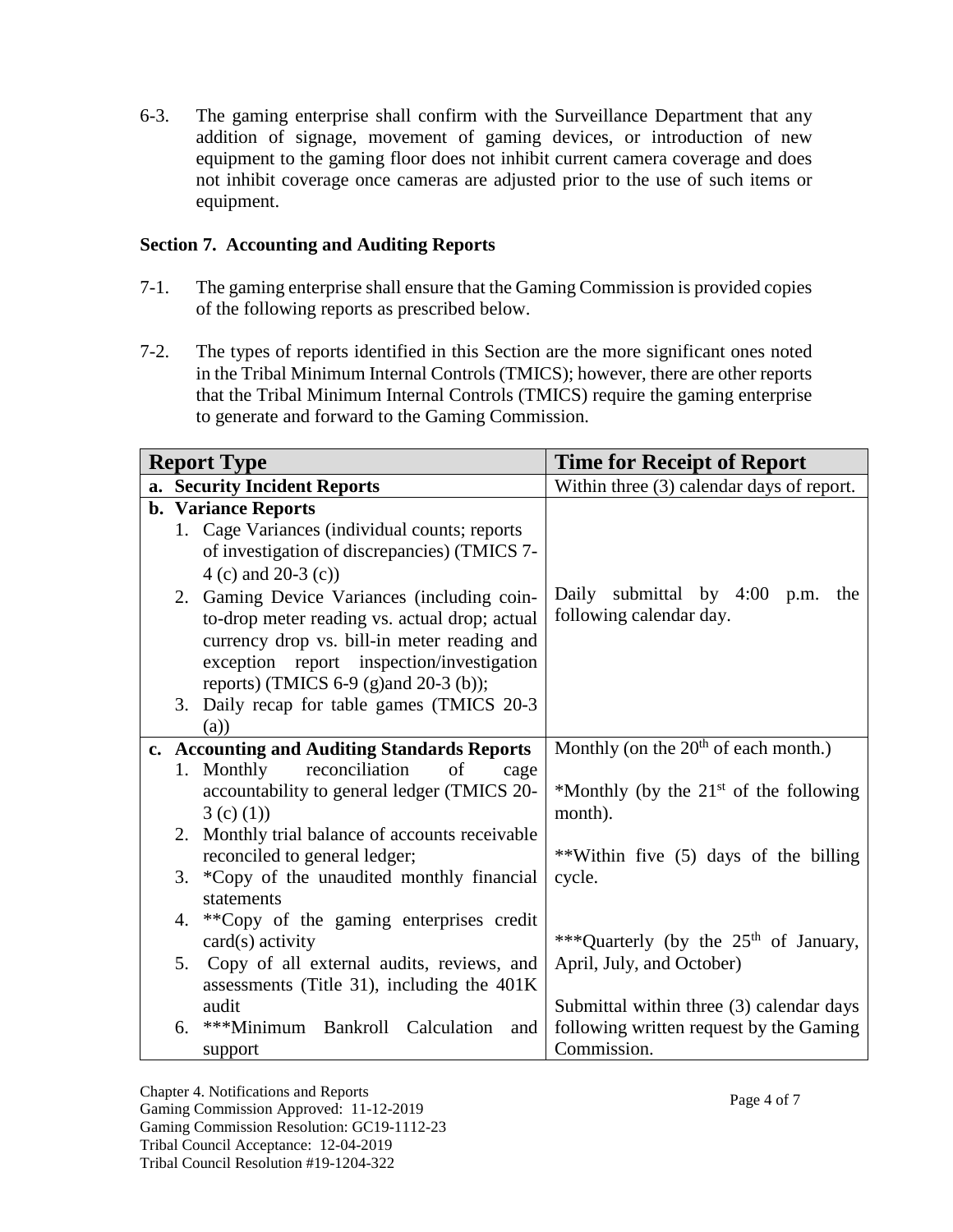6-3. The gaming enterprise shall confirm with the Surveillance Department that any addition of signage, movement of gaming devices, or introduction of new equipment to the gaming floor does not inhibit current camera coverage and does not inhibit coverage once cameras are adjusted prior to the use of such items or equipment.

### Section 7. Accounting and Auditing Reports

7-1. The gaming enterprise shall ensure that the Gaming Commission is provided copies of the following reports as prescribed below.

7-2. The types of reports identified in this Section are the more significant ones noted in the Tribal Minimum Internal Controls (TMICS); however, there are other reports that the Tribal Minimum Internal Controls (TMICS) require the gaming enterprise to generate and forward to the Gaming Commission.

| Report Type | Time for Receipt of Report |
|---|---|
| **a. Security Incident Reports** | Within three (3) calendar days of report. |
| **b. Variance Reports**<br>1. Cage Variances (individual counts; reports of investigation of discrepancies) (TMICS 7-4 (c) and 20-3 (c))<br>2. Gaming Device Variances (including coin-to-drop meter reading vs. actual drop; actual currency drop vs. bill-in meter reading and exception report inspection/investigation reports) (TMICS 6-9 (g)and 20-3 (b));<br>3. Daily recap for table games (TMICS 20-3 (a)) | Daily submittal by 4:00 p.m. the following calendar day. |
| **c. Accounting and Auditing Standards Reports**<br>1. Monthly reconciliation of cage accountability to general ledger (TMICS 20-3 (c) (1))<br>2. Monthly trial balance of accounts receivable reconciled to general ledger;<br>3. *Copy of the unaudited monthly financial statements<br>4. **Copy of the gaming enterprises credit card(s) activity<br>5. Copy of all external audits, reviews, and assessments (Title 31), including the 401K audit<br>6. ***Minimum Bankroll Calculation and support | Monthly (on the 20th of each month.)<br><br>*Monthly (by the 21st of the following month).<br><br>**Within five (5) days of the billing cycle.<br><br>***Quarterly (by the 25th of January, April, July, and October)<br><br>Submittal within three (3) calendar days following written request by the Gaming Commission. |

Chapter 4. Notifications and Reports
Gaming Commission Approved: 11-12-2019
Gaming Commission Resolution: GC19-1112-23
Tribal Council Acceptance: 12-04-2019
Tribal Council Resolution #19-1204-322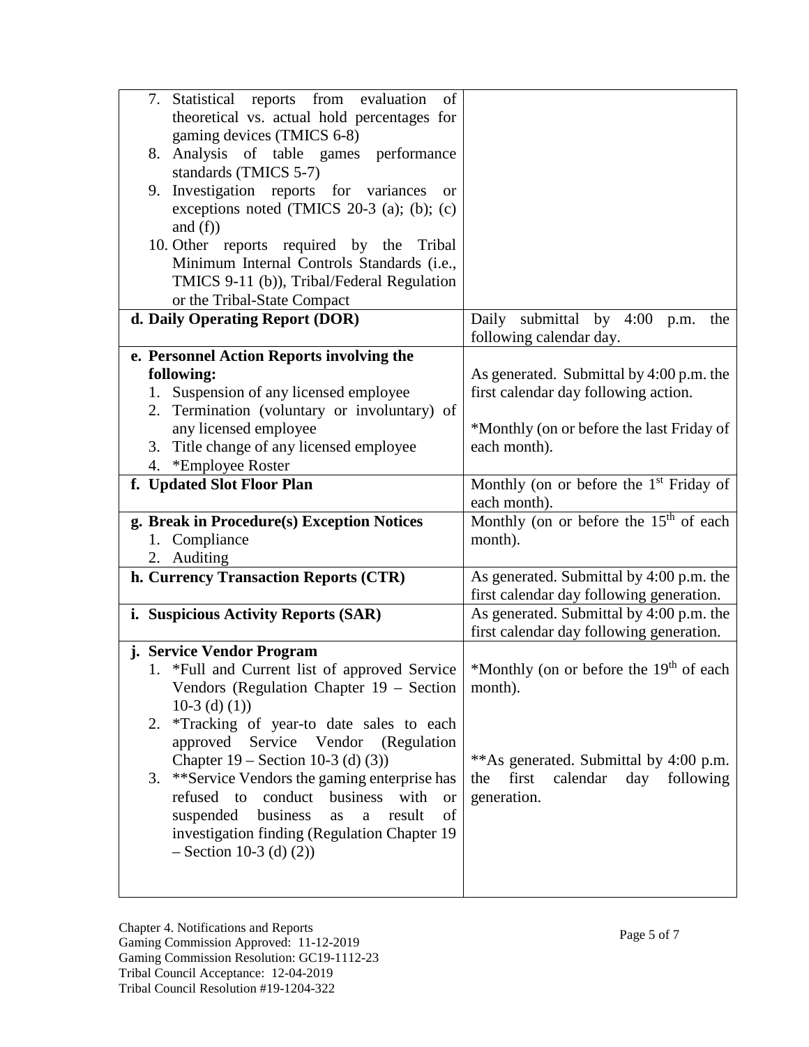| | |
|---|---|
| 7. Statistical reports from evaluation of theoretical vs. actual hold percentages for gaming devices (TMICS 6-8)<br>8. Analysis of table games performance standards (TMICS 5-7)<br>9. Investigation reports for variances or exceptions noted (TMICS 20-3 (a); (b); (c) and (f))<br>10. Other reports required by the Tribal Minimum Internal Controls Standards (i.e., TMICS 9-11 (b)), Tribal/Federal Regulation or the Tribal-State Compact | |
| **d. Daily Operating Report (DOR)** | Daily submittal by 4:00 p.m. the following calendar day. |
| **e. Personnel Action Reports involving the following:**<br>1. Suspension of any licensed employee<br>2. Termination (voluntary or involuntary) of any licensed employee<br>3. Title change of any licensed employee<br>4. *Employee Roster | As generated. Submittal by 4:00 p.m. the first calendar day following action.<br><br>*Monthly (on or before the last Friday of each month). |
| **f. Updated Slot Floor Plan** | Monthly (on or before the 1st Friday of each month). |
| **g. Break in Procedure(s) Exception Notices**<br>1. Compliance<br>2. Auditing | Monthly (on or before the 15th of each month). |
| **h. Currency Transaction Reports (CTR)** | As generated. Submittal by 4:00 p.m. the first calendar day following generation. |
| **i. Suspicious Activity Reports (SAR)** | As generated. Submittal by 4:00 p.m. the first calendar day following generation. |
| **j. Service Vendor Program**<br>1. *Full and Current list of approved Service Vendors (Regulation Chapter 19 – Section 10-3 (d) (1))<br>2. *Tracking of year-to date sales to each approved Service Vendor (Regulation Chapter 19 – Section 10-3 (d) (3))<br>3. **Service Vendors the gaming enterprise has refused to conduct business with or suspended business as a result of investigation finding (Regulation Chapter 19 – Section 10-3 (d) (2)) | *Monthly (on or before the 19th of each month).<br><br>**As generated. Submittal by 4:00 p.m. the first calendar day following generation. |

Chapter 4. Notifications and Reports
Gaming Commission Approved: 11-12-2019
Gaming Commission Resolution: GC19-1112-23
Tribal Council Acceptance: 12-04-2019
Tribal Council Resolution #19-1204-322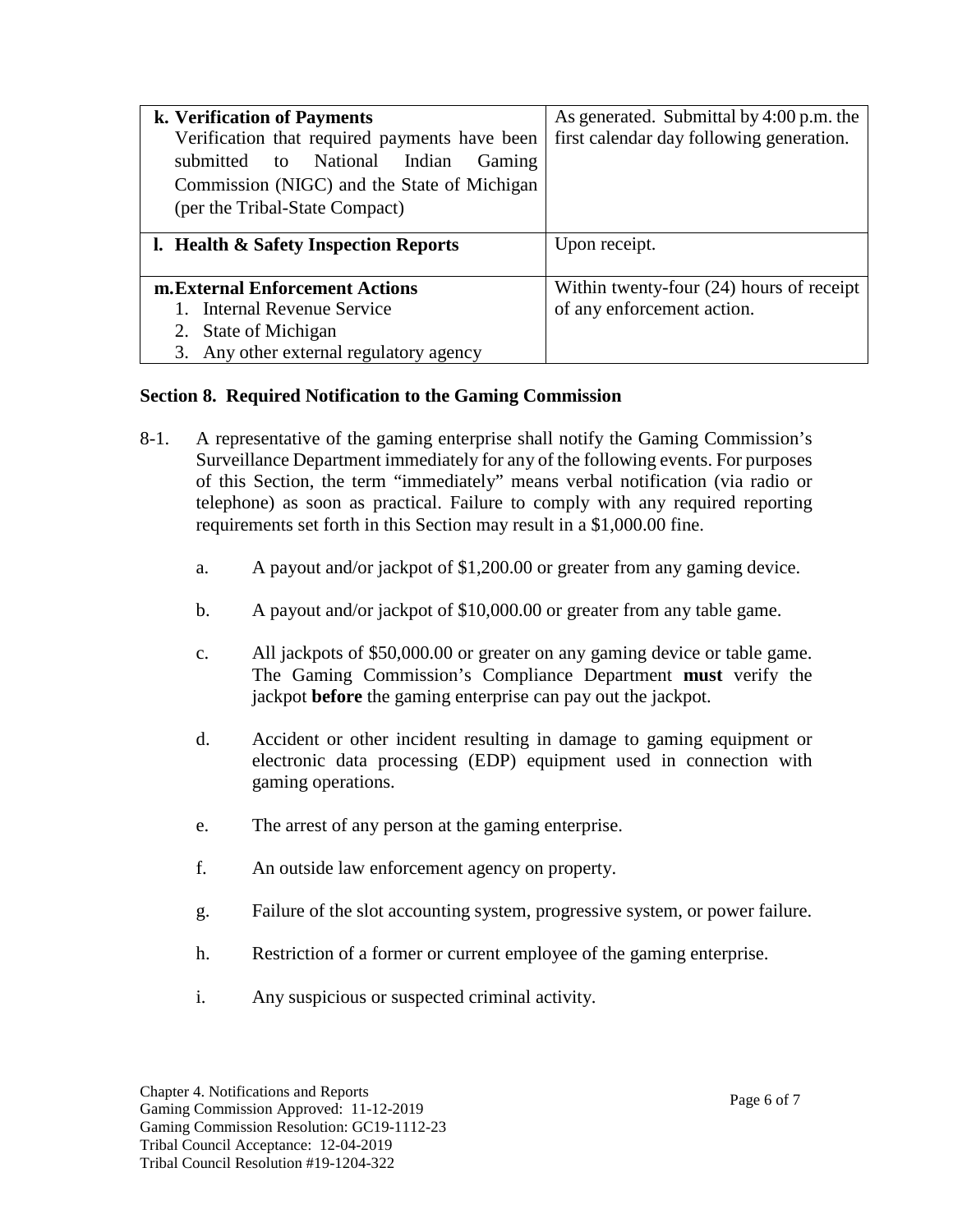| | |
|---|---|
| **k. Verification of Payments**<br>Verification that required payments have been submitted to National Indian Gaming Commission (NIGC) and the State of Michigan (per the Tribal-State Compact) | As generated. Submittal by 4:00 p.m. the first calendar day following generation. |
| **l. Health & Safety Inspection Reports** | Upon receipt. |
| **m. External Enforcement Actions**<br>1. Internal Revenue Service<br>2. State of Michigan<br>3. Any other external regulatory agency | Within twenty-four (24) hours of receipt of any enforcement action. |

### Section 8. Required Notification to the Gaming Commission

8-1. A representative of the gaming enterprise shall notify the Gaming Commission's Surveillance Department immediately for any of the following events. For purposes of this Section, the term "immediately" means verbal notification (via radio or telephone) as soon as practical. Failure to comply with any required reporting requirements set forth in this Section may result in a $1,000.00 fine.

a. A payout and/or jackpot of $1,200.00 or greater from any gaming device.

b. A payout and/or jackpot of $10,000.00 or greater from any table game.

c. All jackpots of $50,000.00 or greater on any gaming device or table game. The Gaming Commission's Compliance Department **must** verify the jackpot **before** the gaming enterprise can pay out the jackpot.

d. Accident or other incident resulting in damage to gaming equipment or electronic data processing (EDP) equipment used in connection with gaming operations.

e. The arrest of any person at the gaming enterprise.

f. An outside law enforcement agency on property.

g. Failure of the slot accounting system, progressive system, or power failure.

h. Restriction of a former or current employee of the gaming enterprise.

i. Any suspicious or suspected criminal activity.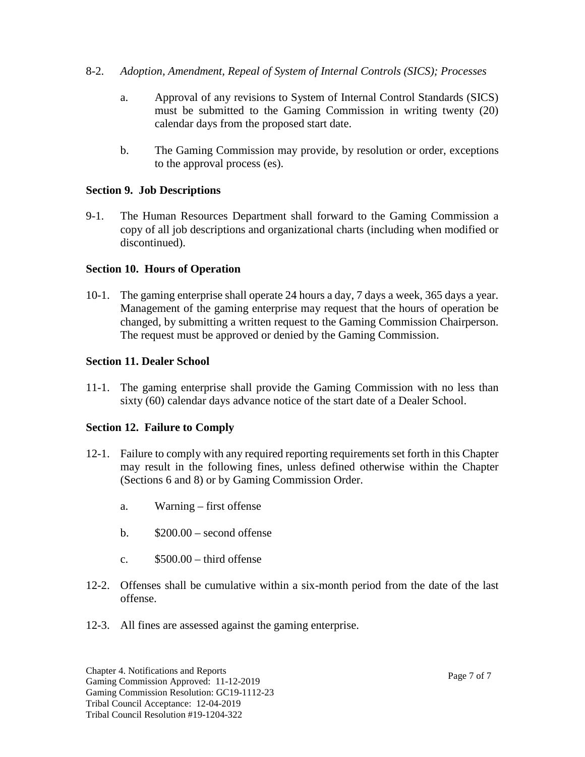8-2. *Adoption, Amendment, Repeal of System of Internal Controls (SICS); Processes*

a. Approval of any revisions to System of Internal Control Standards (SICS) must be submitted to the Gaming Commission in writing twenty (20) calendar days from the proposed start date.

b. The Gaming Commission may provide, by resolution or order, exceptions to the approval process (es).

**Section 9. Job Descriptions**

9-1. The Human Resources Department shall forward to the Gaming Commission a copy of all job descriptions and organizational charts (including when modified or discontinued).

**Section 10. Hours of Operation**

10-1. The gaming enterprise shall operate 24 hours a day, 7 days a week, 365 days a year. Management of the gaming enterprise may request that the hours of operation be changed, by submitting a written request to the Gaming Commission Chairperson. The request must be approved or denied by the Gaming Commission.

**Section 11. Dealer School**

11-1. The gaming enterprise shall provide the Gaming Commission with no less than sixty (60) calendar days advance notice of the start date of a Dealer School.

**Section 12. Failure to Comply**

12-1. Failure to comply with any required reporting requirements set forth in this Chapter may result in the following fines, unless defined otherwise within the Chapter (Sections 6 and 8) or by Gaming Commission Order.

a. Warning – first offense

b. $200.00 – second offense

c. $500.00 – third offense

12-2. Offenses shall be cumulative within a six-month period from the date of the last offense.

12-3. All fines are assessed against the gaming enterprise.

Chapter 4. Notifications and Reports
Gaming Commission Approved: 11-12-2019
Gaming Commission Resolution: GC19-1112-23
Tribal Council Acceptance: 12-04-2019
Tribal Council Resolution #19-1204-322